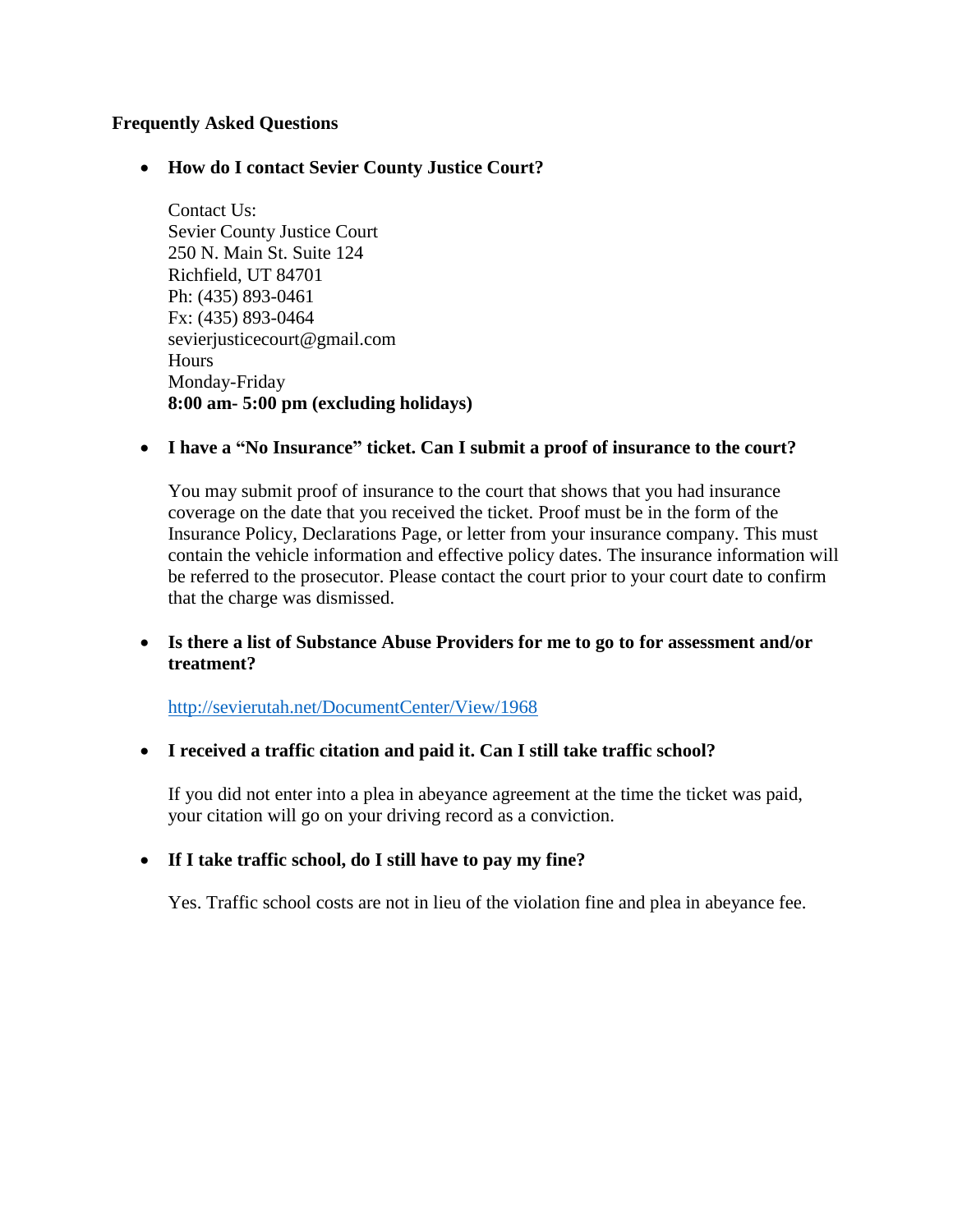**Frequently Asked Questions**

- **How do I contact Sevier County Justice Court?**

  Contact Us:  
  Sevier County Justice Court  
  250 N. Main St. Suite 124  
  Richfield, UT 84701  
  Ph: (435) 893-0461  
  Fx: (435) 893-0464  
  sevierjusticecourt@gmail.com  
  Hours  
  Monday-Friday  
  **8:00 am- 5:00 pm (excluding holidays)**

- **I have a "No Insurance" ticket. Can I submit a proof of insurance to the court?**

  You may submit proof of insurance to the court that shows that you had insurance coverage on the date that you received the ticket. Proof must be in the form of the Insurance Policy, Declarations Page, or letter from your insurance company. This must contain the vehicle information and effective policy dates. The insurance information will be referred to the prosecutor. Please contact the court prior to your court date to confirm that the charge was dismissed.

- **Is there a list of Substance Abuse Providers for me to go to for assessment and/or treatment?**

  [http://sevierutah.net/DocumentCenter/View/1968](http://sevierutah.net/DocumentCenter/View/1968)

- **I received a traffic citation and paid it. Can I still take traffic school?**

  If you did not enter into a plea in abeyance agreement at the time the ticket was paid, your citation will go on your driving record as a conviction.

- **If I take traffic school, do I still have to pay my fine?**

  Yes. Traffic school costs are not in lieu of the violation fine and plea in abeyance fee.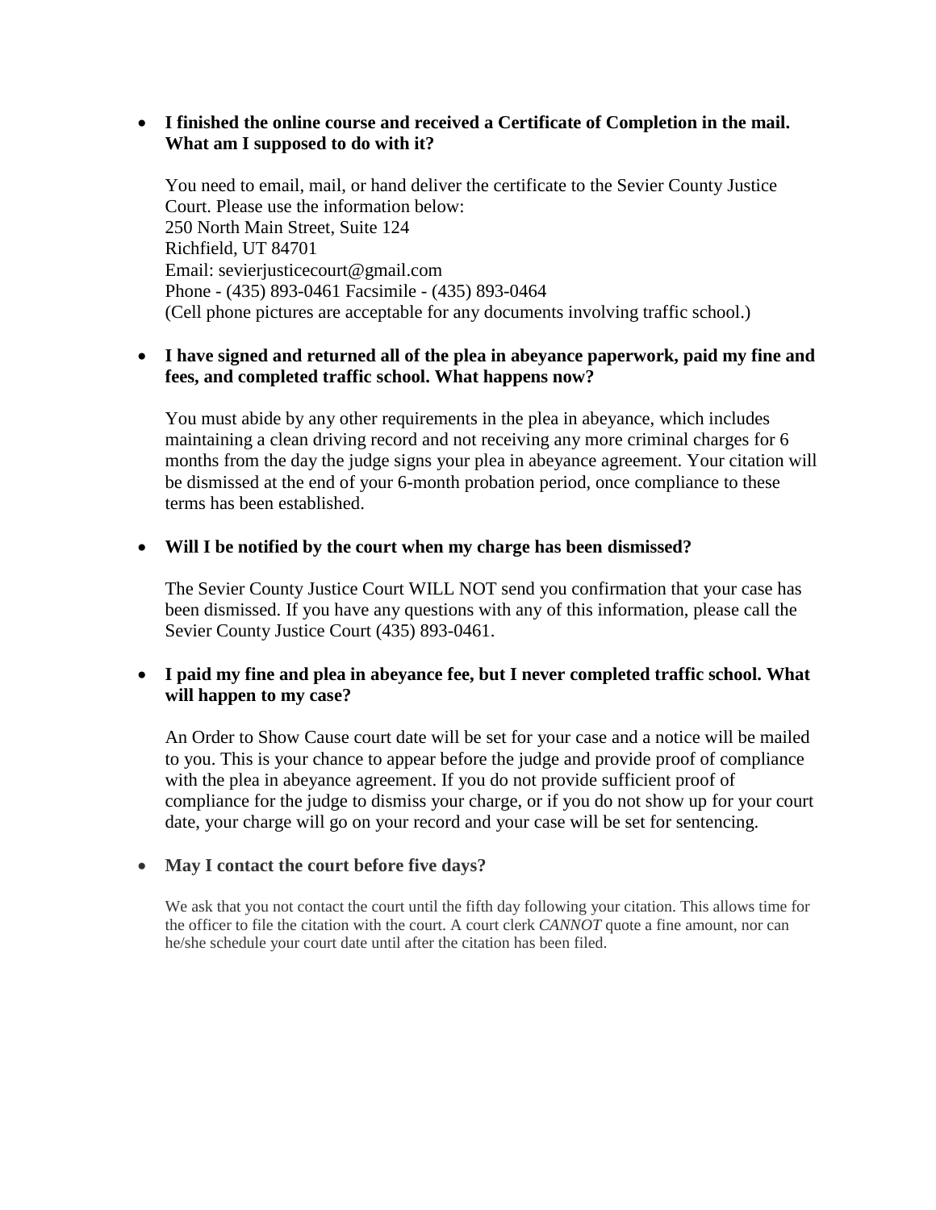- **I finished the online course and received a Certificate of Completion in the mail. What am I supposed to do with it?**

  You need to email, mail, or hand deliver the certificate to the Sevier County Justice Court. Please use the information below:
  250 North Main Street, Suite 124
  Richfield, UT 84701
  Email: sevierjusticecourt@gmail.com
  Phone - (435) 893-0461 Facsimile - (435) 893-0464
  (Cell phone pictures are acceptable for any documents involving traffic school.)

- **I have signed and returned all of the plea in abeyance paperwork, paid my fine and fees, and completed traffic school. What happens now?**

  You must abide by any other requirements in the plea in abeyance, which includes maintaining a clean driving record and not receiving any more criminal charges for 6 months from the day the judge signs your plea in abeyance agreement. Your citation will be dismissed at the end of your 6-month probation period, once compliance to these terms has been established.

- **Will I be notified by the court when my charge has been dismissed?**

  The Sevier County Justice Court WILL NOT send you confirmation that your case has been dismissed. If you have any questions with any of this information, please call the Sevier County Justice Court (435) 893-0461.

- **I paid my fine and plea in abeyance fee, but I never completed traffic school. What will happen to my case?**

  An Order to Show Cause court date will be set for your case and a notice will be mailed to you. This is your chance to appear before the judge and provide proof of compliance with the plea in abeyance agreement. If you do not provide sufficient proof of compliance for the judge to dismiss your charge, or if you do not show up for your court date, your charge will go on your record and your case will be set for sentencing.

- **May I contact the court before five days?**

  We ask that you not contact the court until the fifth day following your citation. This allows time for the officer to file the citation with the court. A court clerk *CANNOT* quote a fine amount, nor can he/she schedule your court date until after the citation has been filed.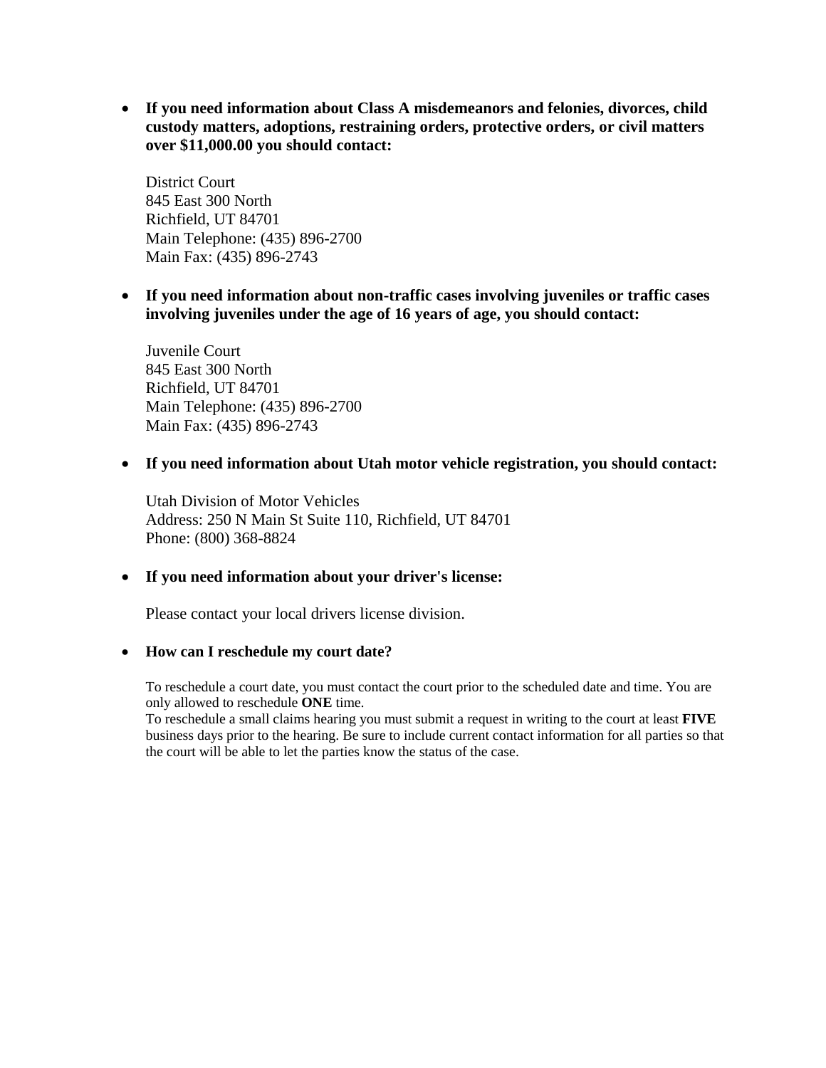- **If you need information about Class A misdemeanors and felonies, divorces, child custody matters, adoptions, restraining orders, protective orders, or civil matters over $11,000.00 you should contact:**

  District Court
  845 East 300 North
  Richfield, UT 84701
  Main Telephone: (435) 896-2700
  Main Fax: (435) 896-2743

- **If you need information about non-traffic cases involving juveniles or traffic cases involving juveniles under the age of 16 years of age, you should contact:**

  Juvenile Court
  845 East 300 North
  Richfield, UT 84701
  Main Telephone: (435) 896-2700
  Main Fax: (435) 896-2743

- **If you need information about Utah motor vehicle registration, you should contact:**

  Utah Division of Motor Vehicles
  Address: 250 N Main St Suite 110, Richfield, UT 84701
  Phone: (800) 368-8824

- **If you need information about your driver's license:**

  Please contact your local drivers license division.

- **How can I reschedule my court date?**

  To reschedule a court date, you must contact the court prior to the scheduled date and time. You are only allowed to reschedule **ONE** time.
  To reschedule a small claims hearing you must submit a request in writing to the court at least **FIVE** business days prior to the hearing. Be sure to include current contact information for all parties so that the court will be able to let the parties know the status of the case.